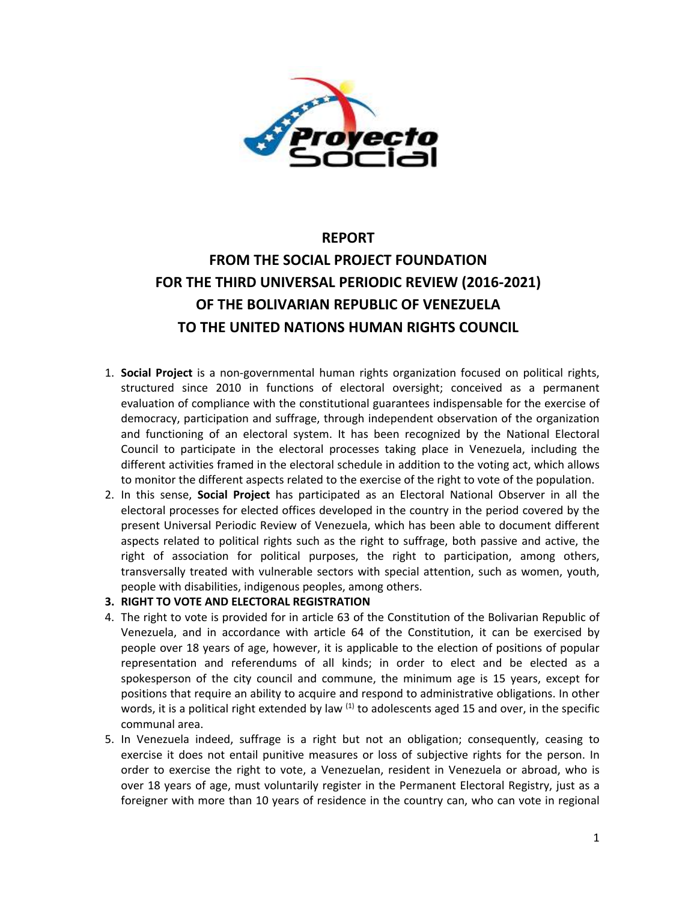# REPORT
# FROM THE SOCIAL PROJECT FOUNDATION
# FOR THE THIRD UNIVERSAL PERIODIC REVIEW (2016-2021)
# OF THE BOLIVARIAN REPUBLIC OF VENEZUELA
# TO THE UNITED NATIONS HUMAN RIGHTS COUNCIL

1. **Social Project** is a non-governmental human rights organization focused on political rights, structured since 2010 in functions of electoral oversight; conceived as a permanent evaluation of compliance with the constitutional guarantees indispensable for the exercise of democracy, participation and suffrage, through independent observation of the organization and functioning of an electoral system. It has been recognized by the National Electoral Council to participate in the electoral processes taking place in Venezuela, including the different activities framed in the electoral schedule in addition to the voting act, which allows to monitor the different aspects related to the exercise of the right to vote of the population.
2. In this sense, **Social Project** has participated as an Electoral National Observer in all the electoral processes for elected offices developed in the country in the period covered by the present Universal Periodic Review of Venezuela, which has been able to document different aspects related to political rights such as the right to suffrage, both passive and active, the right of association for political purposes, the right to participation, among others, transversally treated with vulnerable sectors with special attention, such as women, youth, people with disabilities, indigenous peoples, among others.
3. **RIGHT TO VOTE AND ELECTORAL REGISTRATION**
4. The right to vote is provided for in article 63 of the Constitution of the Bolivarian Republic of Venezuela, and in accordance with article 64 of the Constitution, it can be exercised by people over 18 years of age, however, it is applicable to the election of positions of popular representation and referendums of all kinds; in order to elect and be elected as a spokesperson of the city council and commune, the minimum age is 15 years, except for positions that require an ability to acquire and respond to administrative obligations. In other words, it is a political right extended by law (1) to adolescents aged 15 and over, in the specific communal area.
5. In Venezuela indeed, suffrage is a right but not an obligation; consequently, ceasing to exercise it does not entail punitive measures or loss of subjective rights for the person. In order to exercise the right to vote, a Venezuelan, resident in Venezuela or abroad, who is over 18 years of age, must voluntarily register in the Permanent Electoral Registry, just as a foreigner with more than 10 years of residence in the country can, who can vote in regional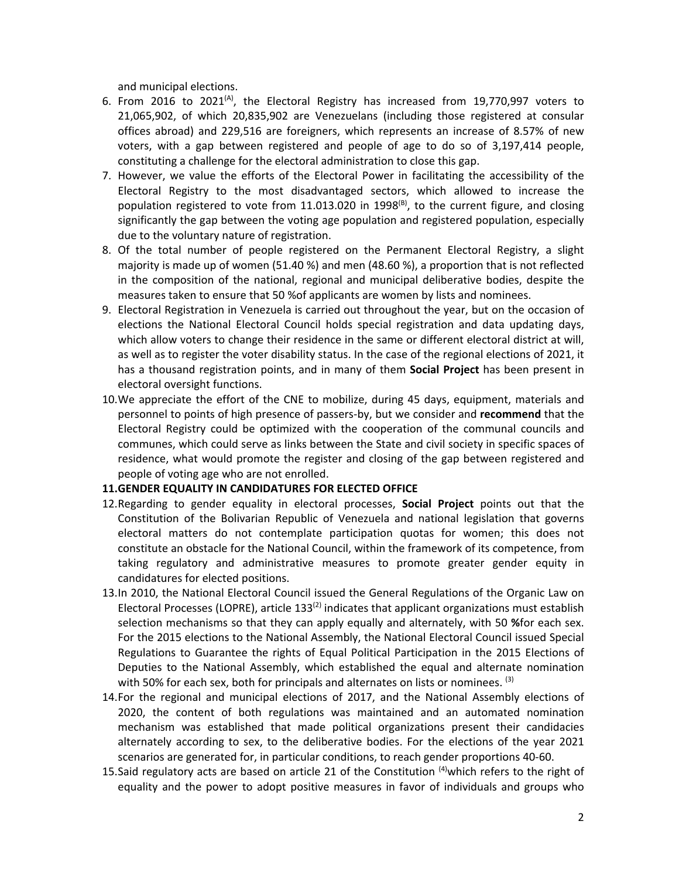and municipal elections.

6. From 2016 to 2021[A], the Electoral Registry has increased from 19,770,997 voters to 21,065,902, of which 20,835,902 are Venezuelans (including those registered at consular offices abroad) and 229,516 are foreigners, which represents an increase of 8.57% of new voters, with a gap between registered and people of age to do so of 3,197,414 people, constituting a challenge for the electoral administration to close this gap.
7. However, we value the efforts of the Electoral Power in facilitating the accessibility of the Electoral Registry to the most disadvantaged sectors, which allowed to increase the population registered to vote from 11.013.020 in 1998[B], to the current figure, and closing significantly the gap between the voting age population and registered population, especially due to the voluntary nature of registration.
8. Of the total number of people registered on the Permanent Electoral Registry, a slight majority is made up of women (51.40 %) and men (48.60 %), a proportion that is not reflected in the composition of the national, regional and municipal deliberative bodies, despite the measures taken to ensure that 50 %of applicants are women by lists and nominees.
9. Electoral Registration in Venezuela is carried out throughout the year, but on the occasion of elections the National Electoral Council holds special registration and data updating days, which allow voters to change their residence in the same or different electoral district at will, as well as to register the voter disability status. In the case of the regional elections of 2021, it has a thousand registration points, and in many of them **Social Project** has been present in electoral oversight functions.
10. We appreciate the effort of the CNE to mobilize, during 45 days, equipment, materials and personnel to points of high presence of passers-by, but we consider and **recommend** that the Electoral Registry could be optimized with the cooperation of the communal councils and communes, which could serve as links between the State and civil society in specific spaces of residence, what would promote the register and closing of the gap between registered and people of voting age who are not enrolled.
11. **GENDER EQUALITY IN CANDIDATURES FOR ELECTED OFFICE**
12. Regarding to gender equality in electoral processes, **Social Project** points out that the Constitution of the Bolivarian Republic of Venezuela and national legislation that governs electoral matters do not contemplate participation quotas for women; this does not constitute an obstacle for the National Council, within the framework of its competence, from taking regulatory and administrative measures to promote greater gender equity in candidatures for elected positions.
13. In 2010, the National Electoral Council issued the General Regulations of the Organic Law on Electoral Processes (LOPRE), article 133[2] indicates that applicant organizations must establish selection mechanisms so that they can apply equally and alternately, with 50 **%**for each sex. For the 2015 elections to the National Assembly, the National Electoral Council issued Special Regulations to Guarantee the rights of Equal Political Participation in the 2015 Elections of Deputies to the National Assembly, which established the equal and alternate nomination with 50% for each sex, both for principals and alternates on lists or nominees. [3]
14. For the regional and municipal elections of 2017, and the National Assembly elections of 2020, the content of both regulations was maintained and an automated nomination mechanism was established that made political organizations present their candidacies alternately according to sex, to the deliberative bodies. For the elections of the year 2021 scenarios are generated for, in particular conditions, to reach gender proportions 40-60.
15. Said regulatory acts are based on article 21 of the Constitution [4]which refers to the right of equality and the power to adopt positive measures in favor of individuals and groups who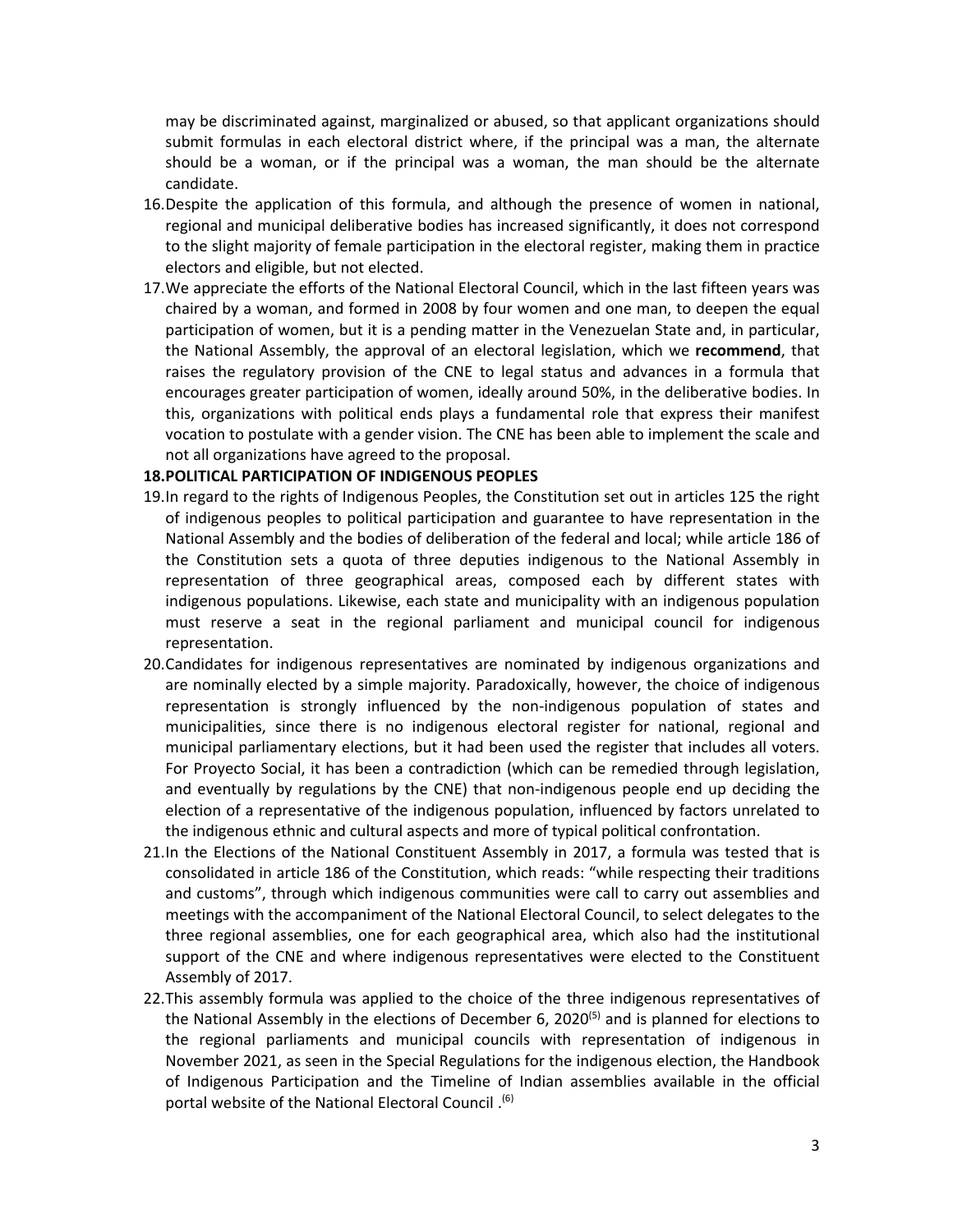may be discriminated against, marginalized or abused, so that applicant organizations should submit formulas in each electoral district where, if the principal was a man, the alternate should be a woman, or if the principal was a woman, the man should be the alternate candidate.

16. Despite the application of this formula, and although the presence of women in national, regional and municipal deliberative bodies has increased significantly, it does not correspond to the slight majority of female participation in the electoral register, making them in practice electors and eligible, but not elected.

17. We appreciate the efforts of the National Electoral Council, which in the last fifteen years was chaired by a woman, and formed in 2008 by four women and one man, to deepen the equal participation of women, but it is a pending matter in the Venezuelan State and, in particular, the National Assembly, the approval of an electoral legislation, which we **recommend**, that raises the regulatory provision of the CNE to legal status and advances in a formula that encourages greater participation of women, ideally around 50%, in the deliberative bodies. In this, organizations with political ends plays a fundamental role that express their manifest vocation to postulate with a gender vision. The CNE has been able to implement the scale and not all organizations have agreed to the proposal.

**18. POLITICAL PARTICIPATION OF INDIGENOUS PEOPLES**

19. In regard to the rights of Indigenous Peoples, the Constitution set out in articles 125 the right of indigenous peoples to political participation and guarantee to have representation in the National Assembly and the bodies of deliberation of the federal and local; while article 186 of the Constitution sets a quota of three deputies indigenous to the National Assembly in representation of three geographical areas, composed each by different states with indigenous populations. Likewise, each state and municipality with an indigenous population must reserve a seat in the regional parliament and municipal council for indigenous representation.

20. Candidates for indigenous representatives are nominated by indigenous organizations and are nominally elected by a simple majority. Paradoxically, however, the choice of indigenous representation is strongly influenced by the non-indigenous population of states and municipalities, since there is no indigenous electoral register for national, regional and municipal parliamentary elections, but it had been used the register that includes all voters. For Proyecto Social, it has been a contradiction (which can be remedied through legislation, and eventually by regulations by the CNE) that non-indigenous people end up deciding the election of a representative of the indigenous population, influenced by factors unrelated to the indigenous ethnic and cultural aspects and more of typical political confrontation.

21. In the Elections of the National Constituent Assembly in 2017, a formula was tested that is consolidated in article 186 of the Constitution, which reads: "while respecting their traditions and customs", through which indigenous communities were call to carry out assemblies and meetings with the accompaniment of the National Electoral Council, to select delegates to the three regional assemblies, one for each geographical area, which also had the institutional support of the CNE and where indigenous representatives were elected to the Constituent Assembly of 2017.

22. This assembly formula was applied to the choice of the three indigenous representatives of the National Assembly in the elections of December 6, 2020(5) and is planned for elections to the regional parliaments and municipal councils with representation of indigenous in November 2021, as seen in the Special Regulations for the indigenous election, the Handbook of Indigenous Participation and the Timeline of Indian assemblies available in the official portal website of the National Electoral Council .(6)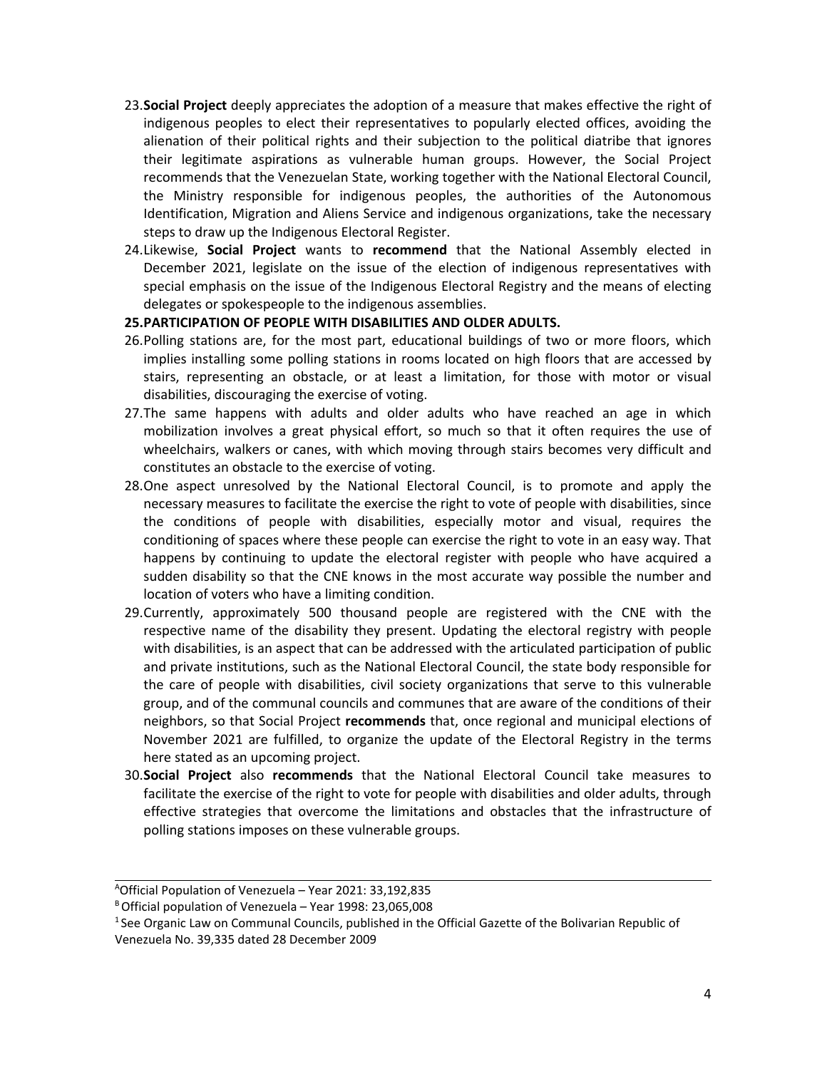23. **Social Project** deeply appreciates the adoption of a measure that makes effective the right of indigenous peoples to elect their representatives to popularly elected offices, avoiding the alienation of their political rights and their subjection to the political diatribe that ignores their legitimate aspirations as vulnerable human groups. However, the Social Project recommends that the Venezuelan State, working together with the National Electoral Council, the Ministry responsible for indigenous peoples, the authorities of the Autonomous Identification, Migration and Aliens Service and indigenous organizations, take the necessary steps to draw up the Indigenous Electoral Register.
24. Likewise, **Social Project** wants to **recommend** that the National Assembly elected in December 2021, legislate on the issue of the election of indigenous representatives with special emphasis on the issue of the Indigenous Electoral Registry and the means of electing delegates or spokespeople to the indigenous assemblies.
25. **PARTICIPATION OF PEOPLE WITH DISABILITIES AND OLDER ADULTS.**
26. Polling stations are, for the most part, educational buildings of two or more floors, which implies installing some polling stations in rooms located on high floors that are accessed by stairs, representing an obstacle, or at least a limitation, for those with motor or visual disabilities, discouraging the exercise of voting.
27. The same happens with adults and older adults who have reached an age in which mobilization involves a great physical effort, so much so that it often requires the use of wheelchairs, walkers or canes, with which moving through stairs becomes very difficult and constitutes an obstacle to the exercise of voting.
28. One aspect unresolved by the National Electoral Council, is to promote and apply the necessary measures to facilitate the exercise the right to vote of people with disabilities, since the conditions of people with disabilities, especially motor and visual, requires the conditioning of spaces where these people can exercise the right to vote in an easy way. That happens by continuing to update the electoral register with people who have acquired a sudden disability so that the CNE knows in the most accurate way possible the number and location of voters who have a limiting condition.
29. Currently, approximately 500 thousand people are registered with the CNE with the respective name of the disability they present. Updating the electoral registry with people with disabilities, is an aspect that can be addressed with the articulated participation of public and private institutions, such as the National Electoral Council, the state body responsible for the care of people with disabilities, civil society organizations that serve to this vulnerable group, and of the communal councils and communes that are aware of the conditions of their neighbors, so that Social Project **recommends** that, once regional and municipal elections of November 2021 are fulfilled, to organize the update of the Electoral Registry in the terms here stated as an upcoming project.
30. **Social Project** also **recommends** that the National Electoral Council take measures to facilitate the exercise of the right to vote for people with disabilities and older adults, through effective strategies that overcome the limitations and obstacles that the infrastructure of polling stations imposes on these vulnerable groups.

---

[A] Official Population of Venezuela – Year 2021: 33,192,835

[B] Official population of Venezuela – Year 1998: 23,065,008

[1] See Organic Law on Communal Councils, published in the Official Gazette of the Bolivarian Republic of Venezuela No. 39,335 dated 28 December 2009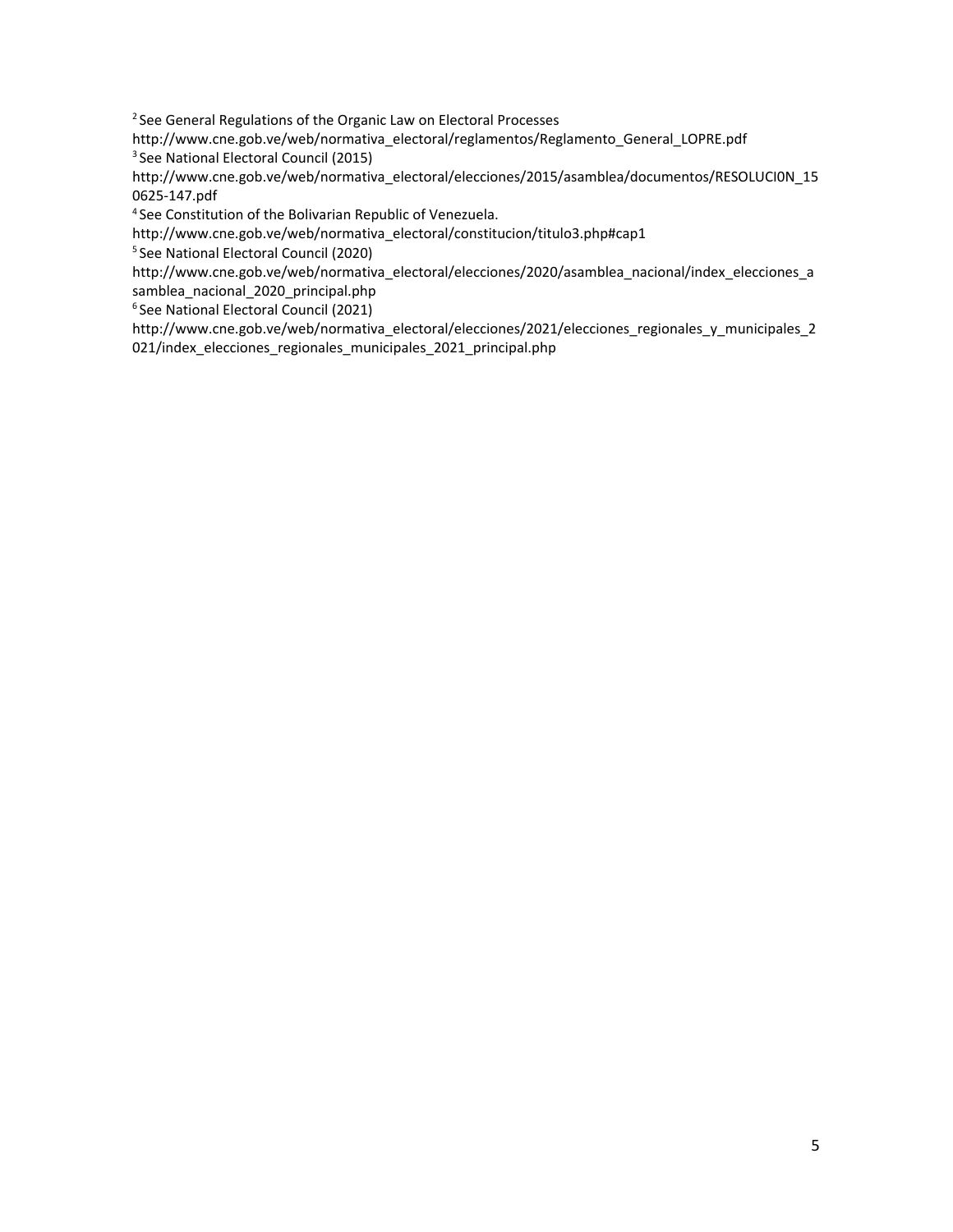[2] See General Regulations of the Organic Law on Electoral Processes
http://www.cne.gob.ve/web/normativa_electoral/reglamentos/Reglamento_General_LOPRE.pdf

[3] See National Electoral Council (2015)
http://www.cne.gob.ve/web/normativa_electoral/elecciones/2015/asamblea/documentos/RESOLUCI0N_150625-147.pdf

[4] See Constitution of the Bolivarian Republic of Venezuela.
http://www.cne.gob.ve/web/normativa_electoral/constitucion/titulo3.php#cap1

[5] See National Electoral Council (2020)
http://www.cne.gob.ve/web/normativa_electoral/elecciones/2020/asamblea_nacional/index_elecciones_asamblea_nacional_2020_principal.php

[6] See National Electoral Council (2021)
http://www.cne.gob.ve/web/normativa_electoral/elecciones/2021/elecciones_regionales_y_municipales_2021/index_elecciones_regionales_municipales_2021_principal.php